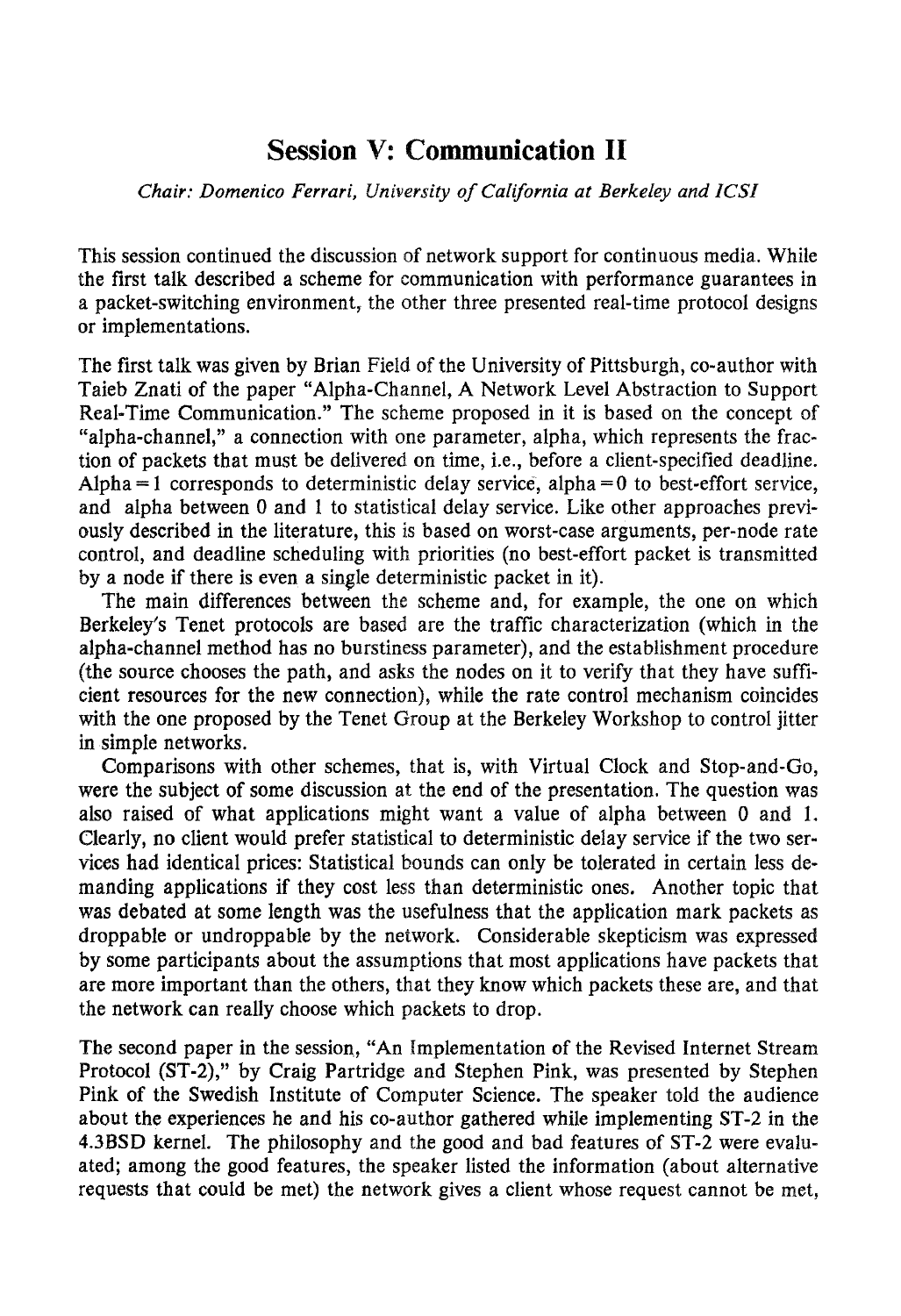# Session V: Communication II

*Chair: Domenico Ferrari, University of California at Berkeley and ICSI*

This session continued the discussion of network support for continuous media. While the first talk described a scheme for communication with performance guarantees in a packet-switching environment, the other three presented real-time protocol designs or implementations.

The first talk was given by Brian Field of the University of Pittsburgh, co-author with Taieb Znati of the paper "Alpha-Channel, A Network Level Abstraction to Support Real-Time Communication." The scheme proposed in it is based on the concept of "alpha-channel," a connection with one parameter, alpha, which represents the fraction of packets that must be delivered on time, i.e., before a client-specified deadline. Alpha = 1 corresponds to deterministic delay service, alpha = 0 to best-effort service, and alpha between 0 and 1 to statistical delay service. Like other approaches previously described in the literature, this is based on worst-case arguments, per-node rate control, and deadline scheduling with priorities (no best-effort packet is transmitted by a node if there is even a single deterministic packet in it).

The main differences between the scheme and, for example, the one on which Berkeley's Tenet protocols are based are the traffic characterization (which in the alpha-channel method has no burstiness parameter), and the establishment procedure (the source chooses the path, and asks the nodes on it to verify that they have sufficient resources for the new connection), while the rate control mechanism coincides with the one proposed by the Tenet Group at the Berkeley Workshop to control jitter in simple networks.

Comparisons with other schemes, that is, with Virtual Clock and Stop-and-Go, were the subject of some discussion at the end of the presentation. The question was also raised of what applications might want a value of alpha between 0 and 1. Clearly, no client would prefer statistical to deterministic delay service if the two services had identical prices: Statistical bounds can only be tolerated in certain less demanding applications if they cost less than deterministic ones. Another topic that was debated at some length was the usefulness that the application mark packets as droppable or undroppable by the network. Considerable skepticism was expressed by some participants about the assumptions that most applications have packets that are more important than the others, that they know which packets these are, and that the network can really choose which packets to drop.

The second paper in the session, "An Implementation of the Revised Internet Stream Protocol (ST-2)," by Craig Partridge and Stephen Pink, was presented by Stephen Pink of the Swedish Institute of Computer Science. The speaker told the audience about the experiences he and his co-author gathered while implementing ST-2 in the 4.3BSD kernel. The philosophy and the good and bad features of ST-2 were evaluated; among the good features, the speaker listed the information (about alternative requests that could be met) the network gives a client whose request cannot be met,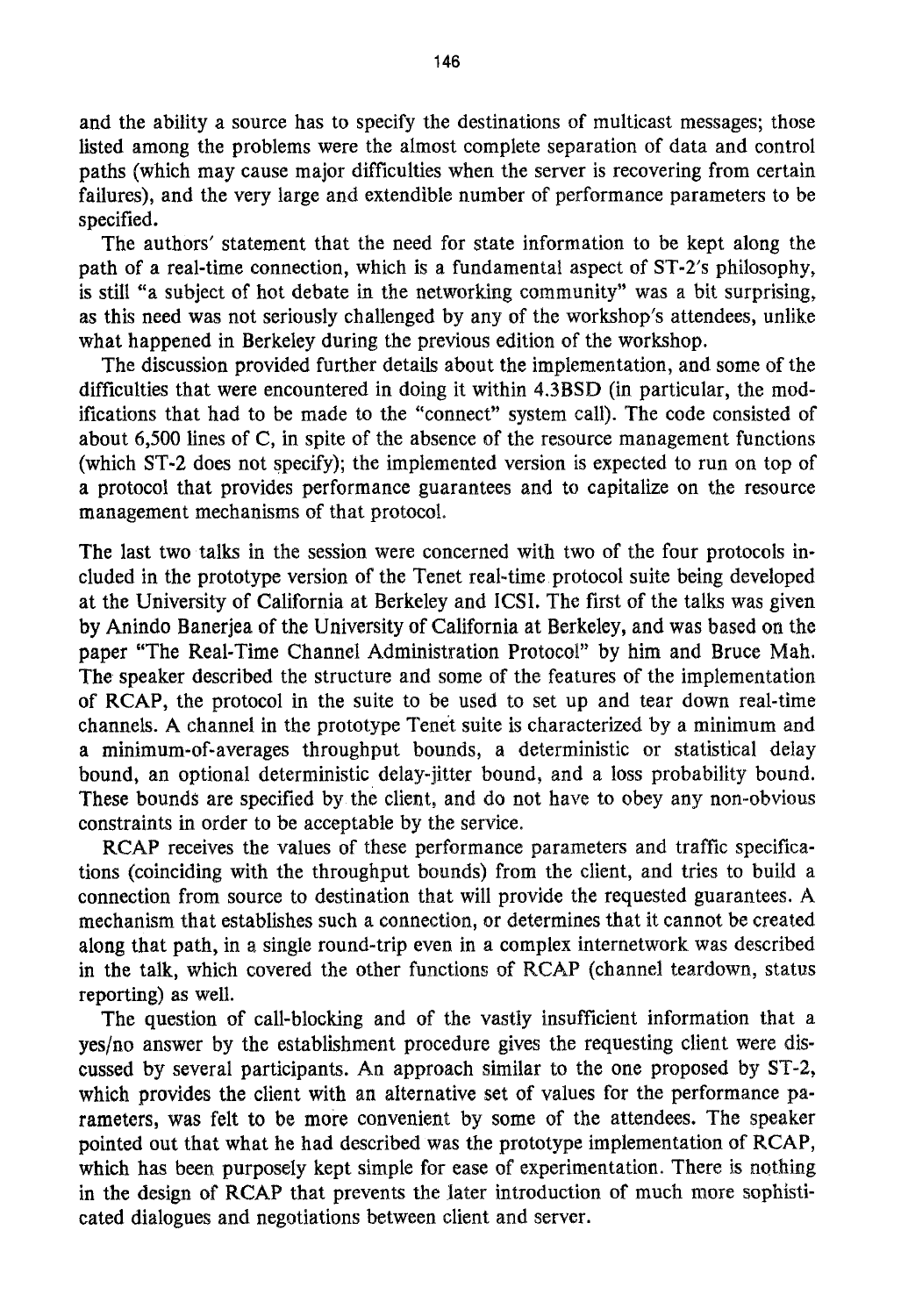and the ability a source has to specify the destinations of multicast messages; those listed among the problems were the almost complete separation of data and control paths (which may cause major difficulties when the server is recovering from certain failures), and the very large and extendible number of performance parameters to be specified.

The authors' statement that the need for state information to be kept along the path of a real-time connection, which is a fundamental aspect of ST-2's philosophy, is still "a subject of hot debate in the networking community" was a bit surprising, as this need was not seriously challenged by any of the workshop's attendees, unlike what happened in Berkeley during the previous edition of the workshop.

The discussion provided further details about the implementation, and some of the difficulties that were encountered in doing it within 4.3BSD (in particular, the modifications that had to be made to the "connect" system call). The code consisted of about 6,500 lines of C, in spite of the absence of the resource management functions (which ST-2 does not specify); the implemented version is expected to run on top of a protocol that provides performance guarantees and to capitalize on the resource management mechanisms of that protocol.

The last two talks in the session were concerned with two of the four protocols included in the prototype version of the Tenet real-time protocol suite being developed at the University of California at Berkeley and ICSI. The first of the talks was given by Anindo Banerjea of the University of California at Berkeley, and was based on the paper "The Real-Time Channel Administration Protocol" by him and Bruce Mah. The speaker described the structure and some of the features of the implementation of RCAP, the protocol in the suite to be used to set up and tear down real-time channels. A channel in the prototype Tenet suite is characterized by a minimum and a minimum-of-averages throughput bounds, a deterministic or statistical delay bound, an optional deterministic delay-jitter bound, and a loss probability bound. These bounds are specified by the client, and do not have to obey any non-obvious constraints in order to be acceptable by the service.

RCAP receives the values of these performance parameters and traffic specifications (coinciding with the throughput bounds) from the client, and tries to build a connection from source to destination that will provide the requested guarantees. A mechanism that establishes such a connection, or determines that it cannot be created along that path, in a single round-trip even in a complex internetwork was described in the talk, which covered the other functions of RCAP (channel teardown, status reporting) as well.

The question of call-blocking and of the vastly insufficient information that a yes/no answer by the establishment procedure gives the requesting client were discussed by several participants. An approach similar to the one proposed by ST-2, which provides the client with an alternative set of values for the performance parameters, was felt to be more convenient by some of the attendees. The speaker pointed out that what he had described was the prototype implementation of RCAP, which has been purposely kept simple for ease of experimentation. There is nothing in the design of RCAP that prevents the later introduction of much more sophisticated dialogues and negotiations between client and server.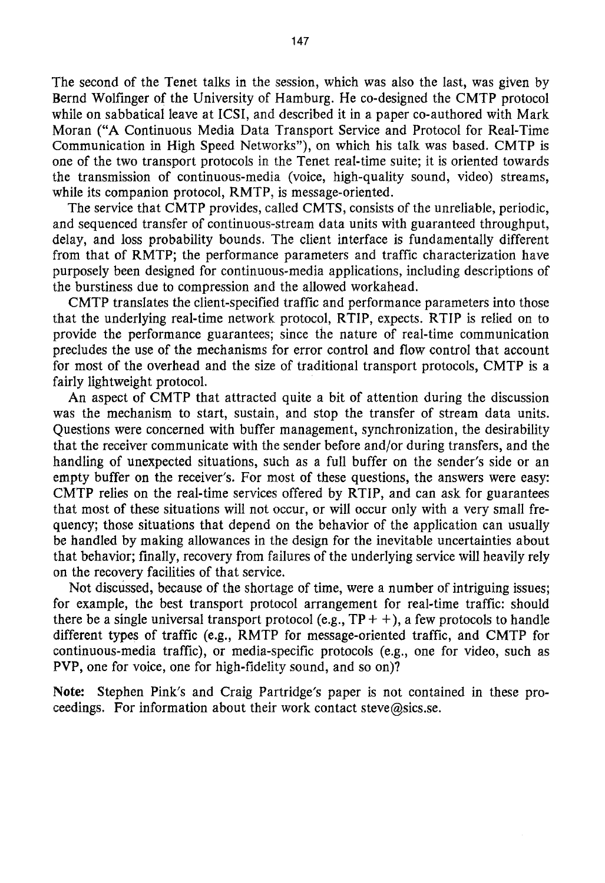The second of the Tenet talks in the session, which was also the last, was given by Bernd Wolfinger of the University of Hamburg. He co-designed the CMTP protocol while on sabbatical leave at ICSI, and described it in a paper co-authored with Mark Moran ("A Continuous Media Data Transport Service and Protocol for Real-Time Communication in High Speed Networks"), on which his talk was based. CMTP is one of the two transport protocols in the Tenet real-time suite; it is oriented towards the transmission of continuous-media (voice, high-quality sound, video) streams, while its companion protocol, RMTP, is message-oriented.

The service that CMTP provides, called CMTS, consists of the unreliable, periodic, and sequenced transfer of continuous-stream data units with guaranteed throughput, delay, and loss probability bounds. The client interface is fundamentally different from that of RMTP; the performance parameters and traffic characterization have purposely been designed for continuous-media applications, including descriptions of the burstiness due to compression and the allowed workahead.

CMTP translates the client-specified traffic and performance parameters into those that the underlying real-time network protocol, RTIP, expects. RTIP is relied on to provide the performance guarantees; since the nature of real-time communication precludes the use of the mechanisms for error control and flow control that account for most of the overhead and the size of traditional transport protocols, CMTP is a fairly lightweight protocol.

An aspect of CMTP that attracted quite a bit of attention during the discussion was the mechanism to start, sustain, and stop the transfer of stream data units. Questions were concerned with buffer management, synchronization, the desirability that the receiver communicate with the sender before and/or during transfers, and the handling of unexpected situations, such as a full buffer on the sender's side or an empty buffer on the receiver's. For most of these questions, the answers were easy: CMTP relies on the real-time services offered by RTIP, and can ask for guarantees that most of these situations will not occur, or will occur only with a very small frequency; those situations that depend on the behavior of the application can usually be handled by making allowances in the design for the inevitable uncertainties about that behavior; finally, recovery from failures of the underlying service will heavily rely on the recovery facilities of that service.

Not discussed, because of the shortage of time, were a number of intriguing issues; for example, the best transport protocol arrangement for real-time traffic: should there be a single universal transport protocol (e.g., TP++), a few protocols to handle different types of traffic (e.g., RMTP for message-oriented traffic, and CMTP for continuous-media traffic), or media-specific protocols (e.g., one for video, such as PVP, one for voice, one for high-fidelity sound, and so on)?

**Note:** Stephen Pink's and Craig Partridge's paper is not contained in these proceedings. For information about their work contact steve@sics.se.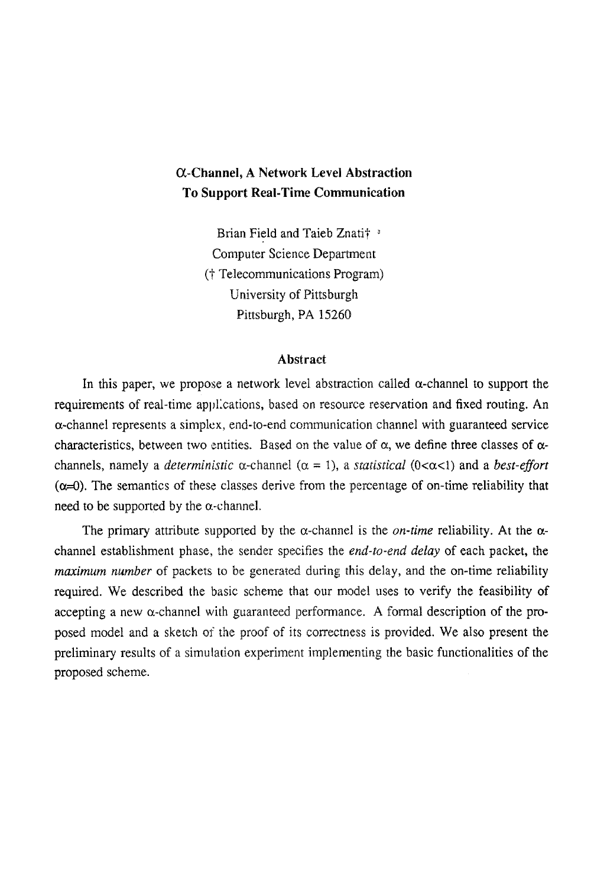# $\alpha$-Channel, A Network Level Abstraction To Support Real-Time Communication

Brian Field and Taieb Znati†

Computer Science Department

(† Telecommunications Program)

University of Pittsburgh

Pittsburgh, PA 15260

## Abstract

In this paper, we propose a network level abstraction called $\alpha$-channel to support the requirements of real-time applications, based on resource reservation and fixed routing. An $\alpha$-channel represents a simplex, end-to-end communication channel with guaranteed service characteristics, between two entities. Based on the value of $\alpha$, we define three classes of $\alpha$-channels, namely a *deterministic* $\alpha$-channel ($\alpha = 1$), a *statistical* ($0<\alpha<1$) and a *best-effort* ($\alpha=0$). The semantics of these classes derive from the percentage of on-time reliability that need to be supported by the $\alpha$-channel.

The primary attribute supported by the $\alpha$-channel is the *on-time* reliability. At the $\alpha$-channel establishment phase, the sender specifies the *end-to-end delay* of each packet, the *maximum number* of packets to be generated during this delay, and the on-time reliability required. We described the basic scheme that our model uses to verify the feasibility of accepting a new $\alpha$-channel with guaranteed performance. A formal description of the proposed model and a sketch of the proof of its correctness is provided. We also present the preliminary results of a simulation experiment implementing the basic functionalities of the proposed scheme.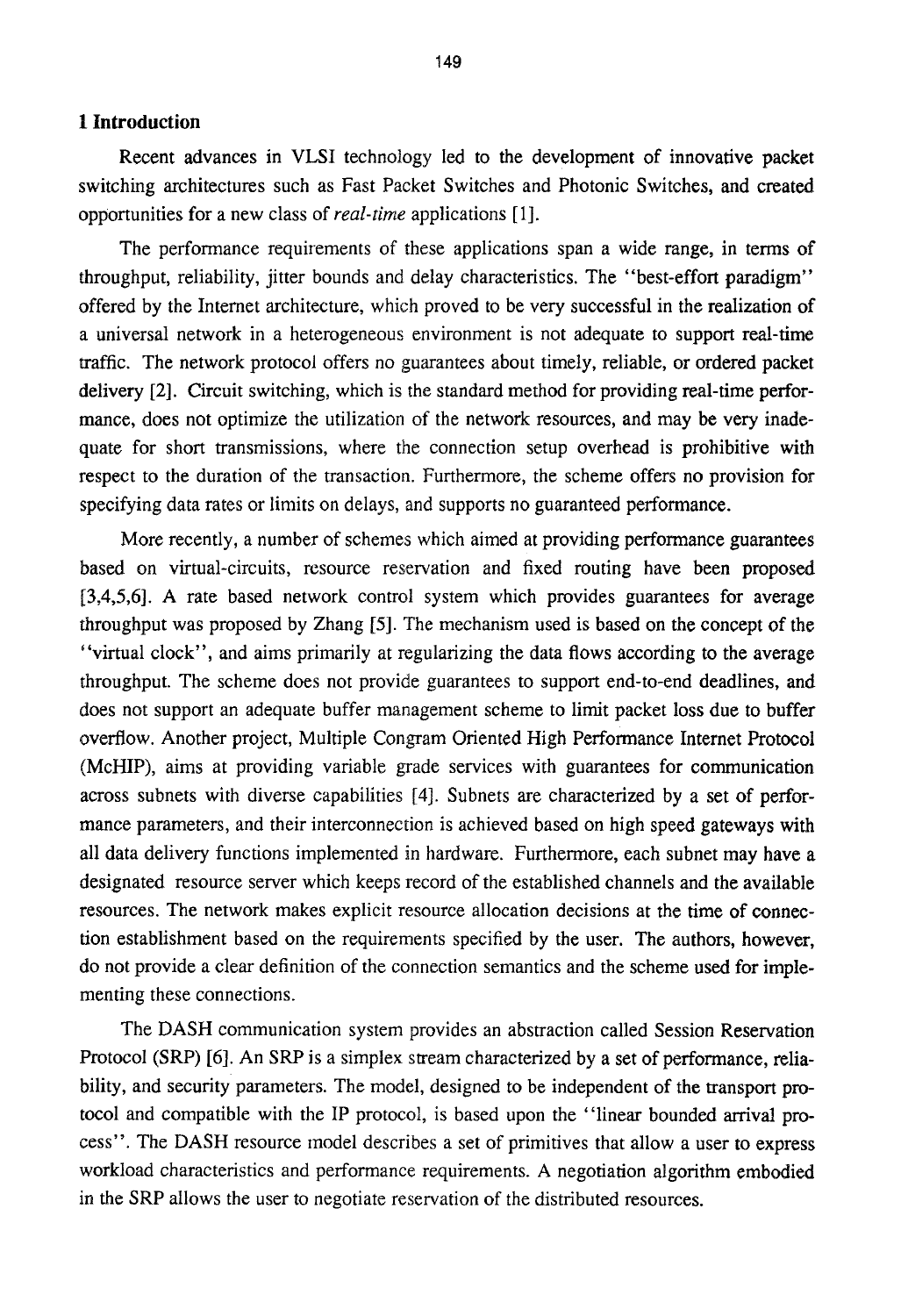## 1 Introduction

Recent advances in VLSI technology led to the development of innovative packet switching architectures such as Fast Packet Switches and Photonic Switches, and created opportunities for a new class of *real-time* applications [1].

The performance requirements of these applications span a wide range, in terms of throughput, reliability, jitter bounds and delay characteristics. The "best-effort paradigm" offered by the Internet architecture, which proved to be very successful in the realization of a universal network in a heterogeneous environment is not adequate to support real-time traffic. The network protocol offers no guarantees about timely, reliable, or ordered packet delivery [2]. Circuit switching, which is the standard method for providing real-time performance, does not optimize the utilization of the network resources, and may be very inadequate for short transmissions, where the connection setup overhead is prohibitive with respect to the duration of the transaction. Furthermore, the scheme offers no provision for specifying data rates or limits on delays, and supports no guaranteed performance.

More recently, a number of schemes which aimed at providing performance guarantees based on virtual-circuits, resource reservation and fixed routing have been proposed [3,4,5,6]. A rate based network control system which provides guarantees for average throughput was proposed by Zhang [5]. The mechanism used is based on the concept of the "virtual clock", and aims primarily at regularizing the data flows according to the average throughput. The scheme does not provide guarantees to support end-to-end deadlines, and does not support an adequate buffer management scheme to limit packet loss due to buffer overflow. Another project, Multiple Congram Oriented High Performance Internet Protocol (McHIP), aims at providing variable grade services with guarantees for communication across subnets with diverse capabilities [4]. Subnets are characterized by a set of performance parameters, and their interconnection is achieved based on high speed gateways with all data delivery functions implemented in hardware. Furthermore, each subnet may have a designated resource server which keeps record of the established channels and the available resources. The network makes explicit resource allocation decisions at the time of connection establishment based on the requirements specified by the user. The authors, however, do not provide a clear definition of the connection semantics and the scheme used for implementing these connections.

The DASH communication system provides an abstraction called Session Reservation Protocol (SRP) [6]. An SRP is a simplex stream characterized by a set of performance, reliability, and security parameters. The model, designed to be independent of the transport protocol and compatible with the IP protocol, is based upon the "linear bounded arrival process". The DASH resource model describes a set of primitives that allow a user to express workload characteristics and performance requirements. A negotiation algorithm embodied in the SRP allows the user to negotiate reservation of the distributed resources.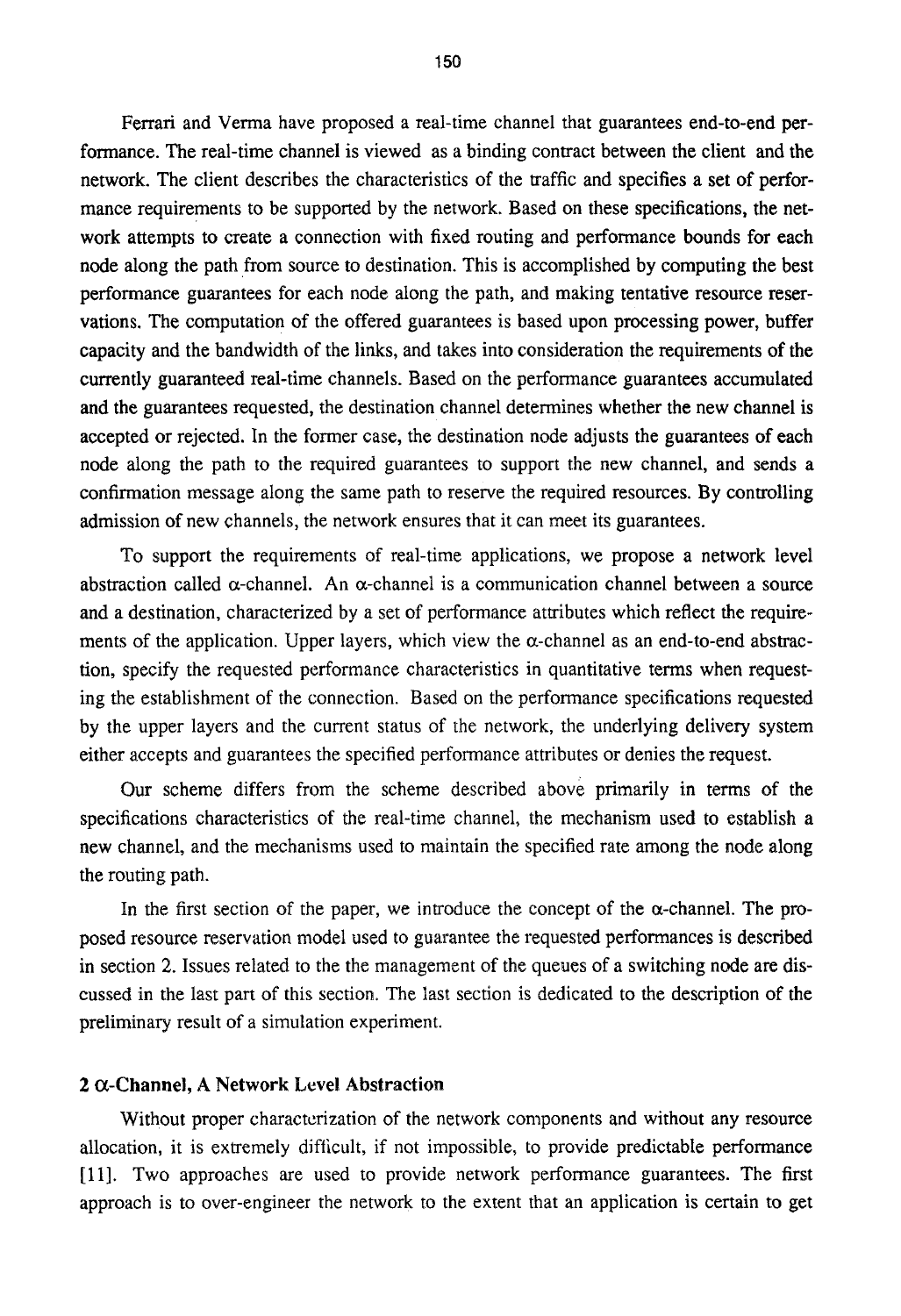Ferrari and Verma have proposed a real-time channel that guarantees end-to-end performance. The real-time channel is viewed as a binding contract between the client and the network. The client describes the characteristics of the traffic and specifies a set of performance requirements to be supported by the network. Based on these specifications, the network attempts to create a connection with fixed routing and performance bounds for each node along the path from source to destination. This is accomplished by computing the best performance guarantees for each node along the path, and making tentative resource reservations. The computation of the offered guarantees is based upon processing power, buffer capacity and the bandwidth of the links, and takes into consideration the requirements of the currently guaranteed real-time channels. Based on the performance guarantees accumulated and the guarantees requested, the destination channel determines whether the new channel is accepted or rejected. In the former case, the destination node adjusts the guarantees of each node along the path to the required guarantees to support the new channel, and sends a confirmation message along the same path to reserve the required resources. By controlling admission of new channels, the network ensures that it can meet its guarantees.

To support the requirements of real-time applications, we propose a network level abstraction called α-channel. An α-channel is a communication channel between a source and a destination, characterized by a set of performance attributes which reflect the requirements of the application. Upper layers, which view the α-channel as an end-to-end abstraction, specify the requested performance characteristics in quantitative terms when requesting the establishment of the connection. Based on the performance specifications requested by the upper layers and the current status of the network, the underlying delivery system either accepts and guarantees the specified performance attributes or denies the request.

Our scheme differs from the scheme described above primarily in terms of the specifications characteristics of the real-time channel, the mechanism used to establish a new channel, and the mechanisms used to maintain the specified rate among the node along the routing path.

In the first section of the paper, we introduce the concept of the α-channel. The proposed resource reservation model used to guarantee the requested performances is described in section 2. Issues related to the the management of the queues of a switching node are discussed in the last part of this section. The last section is dedicated to the description of the preliminary result of a simulation experiment.

## 2 α-Channel, A Network Level Abstraction

Without proper characterization of the network components and without any resource allocation, it is extremely difficult, if not impossible, to provide predictable performance [11]. Two approaches are used to provide network performance guarantees. The first approach is to over-engineer the network to the extent that an application is certain to get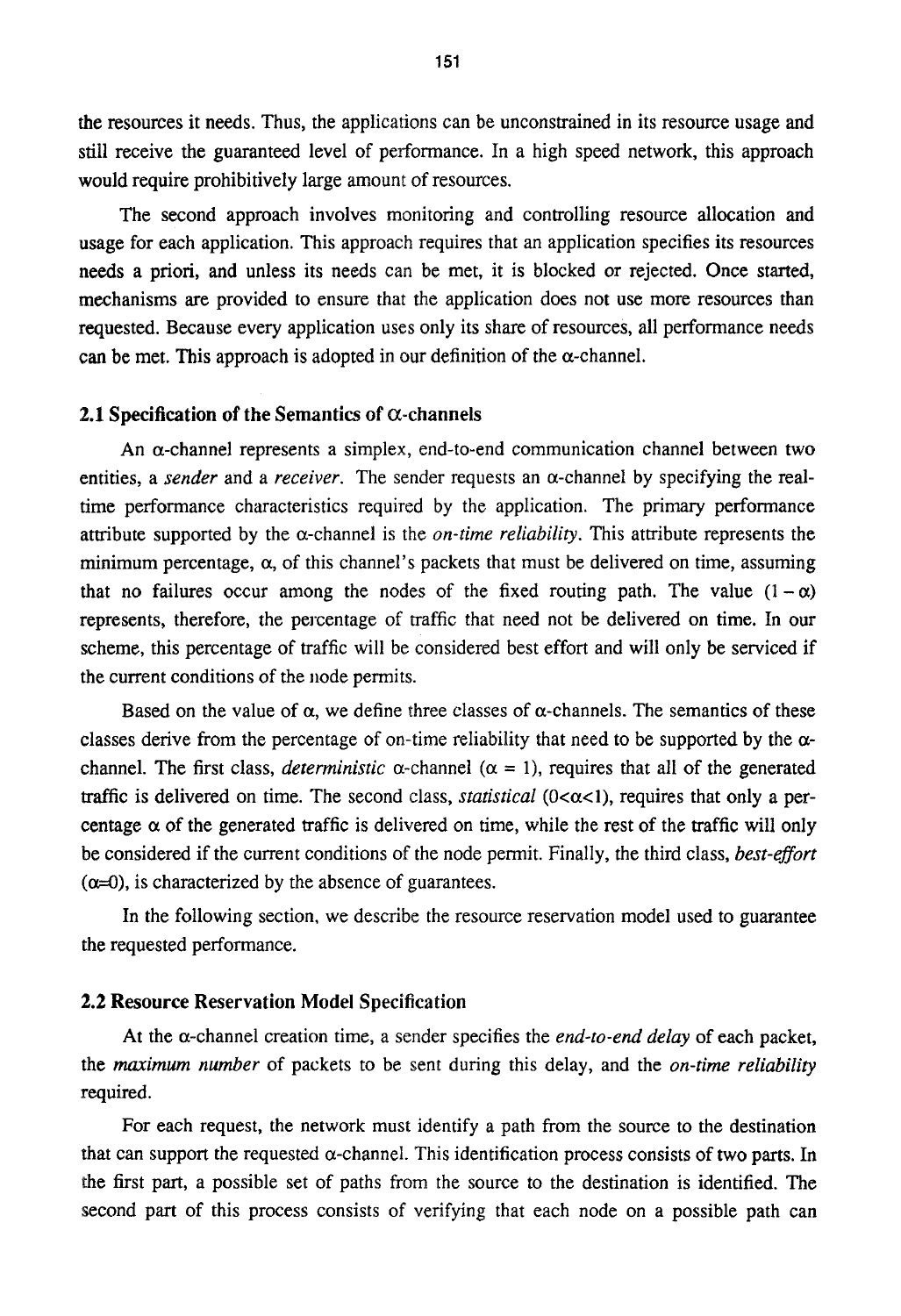the resources it needs. Thus, the applications can be unconstrained in its resource usage and still receive the guaranteed level of performance. In a high speed network, this approach would require prohibitively large amount of resources.

The second approach involves monitoring and controlling resource allocation and usage for each application. This approach requires that an application specifies its resources needs a priori, and unless its needs can be met, it is blocked or rejected. Once started, mechanisms are provided to ensure that the application does not use more resources than requested. Because every application uses only its share of resources, all performance needs can be met. This approach is adopted in our definition of the $\alpha$-channel.

### 2.1 Specification of the Semantics of $\alpha$-channels

An $\alpha$-channel represents a simplex, end-to-end communication channel between two entities, a *sender* and a *receiver*. The sender requests an $\alpha$-channel by specifying the real-time performance characteristics required by the application. The primary performance attribute supported by the $\alpha$-channel is the *on-time reliability*. This attribute represents the minimum percentage, $\alpha$, of this channel's packets that must be delivered on time, assuming that no failures occur among the nodes of the fixed routing path. The value $(1 - \alpha)$ represents, therefore, the percentage of traffic that need not be delivered on time. In our scheme, this percentage of traffic will be considered best effort and will only be serviced if the current conditions of the node permits.

Based on the value of $\alpha$, we define three classes of $\alpha$-channels. The semantics of these classes derive from the percentage of on-time reliability that need to be supported by the $\alpha$-channel. The first class, *deterministic* $\alpha$-channel ($\alpha = 1$), requires that all of the generated traffic is delivered on time. The second class, *statistical* ($0<\alpha<1$), requires that only a percentage $\alpha$ of the generated traffic is delivered on time, while the rest of the traffic will only be considered if the current conditions of the node permit. Finally, the third class, *best-effort* ($\alpha=0$), is characterized by the absence of guarantees.

In the following section, we describe the resource reservation model used to guarantee the requested performance.

### 2.2 Resource Reservation Model Specification

At the $\alpha$-channel creation time, a sender specifies the *end-to-end delay* of each packet, the *maximum number* of packets to be sent during this delay, and the *on-time reliability* required.

For each request, the network must identify a path from the source to the destination that can support the requested $\alpha$-channel. This identification process consists of two parts. In the first part, a possible set of paths from the source to the destination is identified. The second part of this process consists of verifying that each node on a possible path can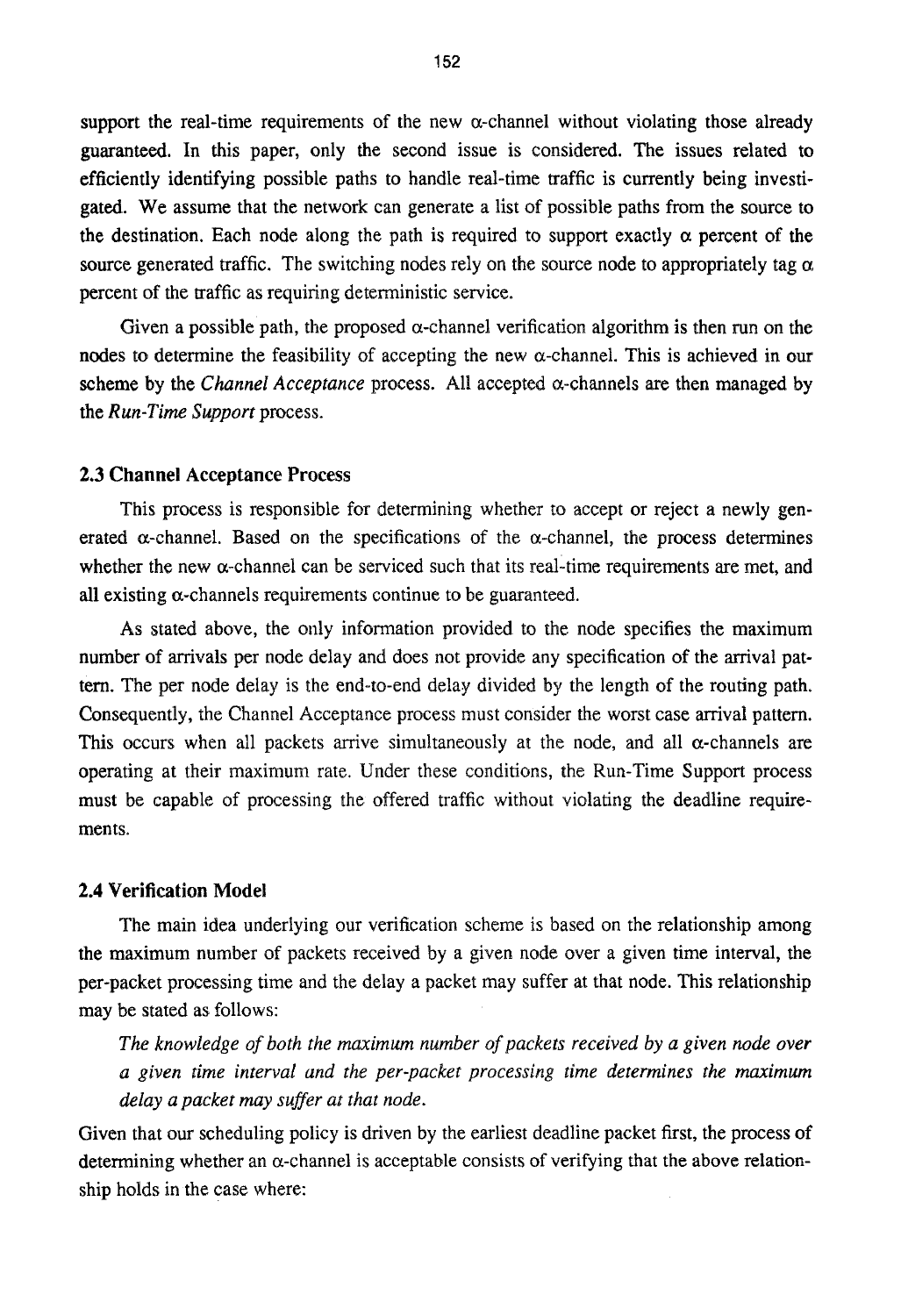support the real-time requirements of the new $\alpha$-channel without violating those already guaranteed. In this paper, only the second issue is considered. The issues related to efficiently identifying possible paths to handle real-time traffic is currently being investigated. We assume that the network can generate a list of possible paths from the source to the destination. Each node along the path is required to support exactly $\alpha$ percent of the source generated traffic. The switching nodes rely on the source node to appropriately tag $\alpha$ percent of the traffic as requiring deterministic service.

Given a possible path, the proposed $\alpha$-channel verification algorithm is then run on the nodes to determine the feasibility of accepting the new $\alpha$-channel. This is achieved in our scheme by the *Channel Acceptance* process. All accepted $\alpha$-channels are then managed by the *Run-Time Support* process.

### 2.3 Channel Acceptance Process

This process is responsible for determining whether to accept or reject a newly generated $\alpha$-channel. Based on the specifications of the $\alpha$-channel, the process determines whether the new $\alpha$-channel can be serviced such that its real-time requirements are met, and all existing $\alpha$-channels requirements continue to be guaranteed.

As stated above, the only information provided to the node specifies the maximum number of arrivals per node delay and does not provide any specification of the arrival pattern. The per node delay is the end-to-end delay divided by the length of the routing path. Consequently, the Channel Acceptance process must consider the worst case arrival pattern. This occurs when all packets arrive simultaneously at the node, and all $\alpha$-channels are operating at their maximum rate. Under these conditions, the Run-Time Support process must be capable of processing the offered traffic without violating the deadline requirements.

### 2.4 Verification Model

The main idea underlying our verification scheme is based on the relationship among the maximum number of packets received by a given node over a given time interval, the per-packet processing time and the delay a packet may suffer at that node. This relationship may be stated as follows:

*The knowledge of both the maximum number of packets received by a given node over a given time interval and the per-packet processing time determines the maximum delay a packet may suffer at that node.*

Given that our scheduling policy is driven by the earliest deadline packet first, the process of determining whether an $\alpha$-channel is acceptable consists of verifying that the above relationship holds in the case where: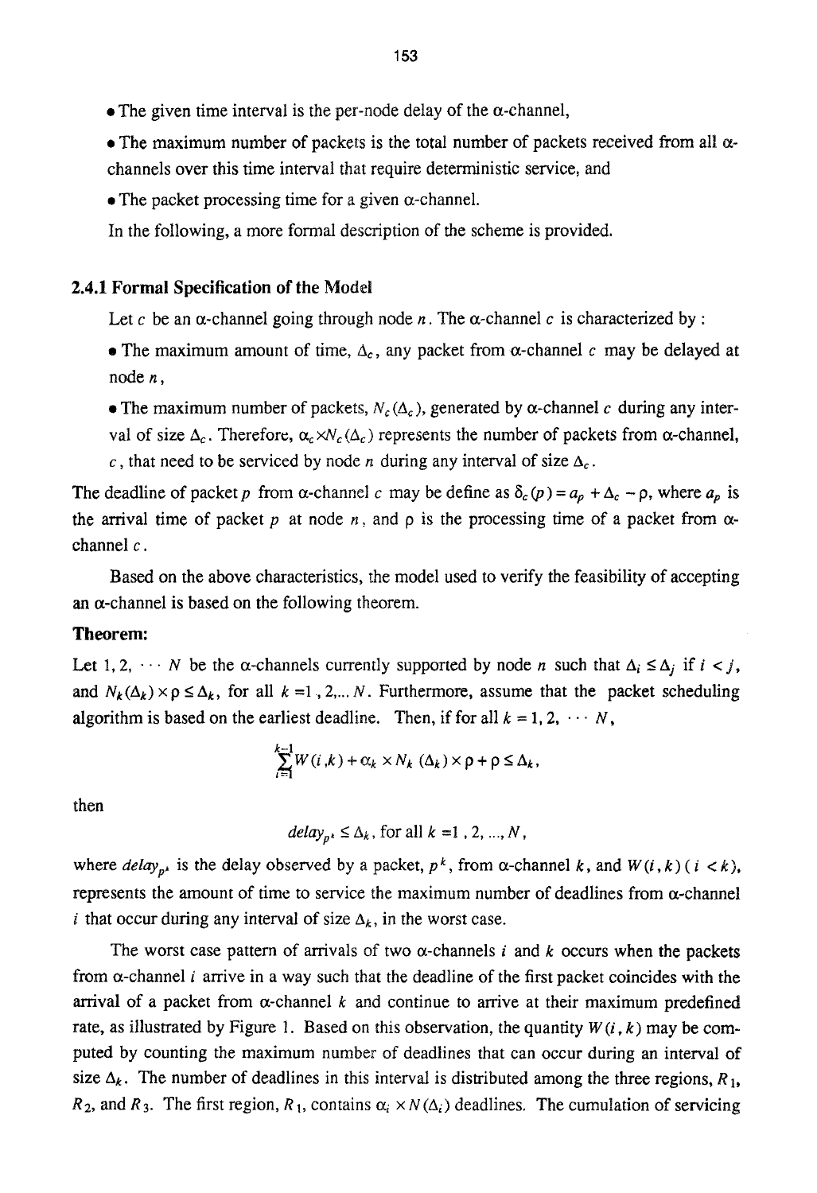- The given time interval is the per-node delay of the α-channel,
- The maximum number of packets is the total number of packets received from all α-channels over this time interval that require deterministic service, and
- The packet processing time for a given α-channel.

In the following, a more formal description of the scheme is provided.

### 2.4.1 Formal Specification of the Model

Let $c$ be an α-channel going through node $n$. The α-channel $c$ is characterized by :

- The maximum amount of time, $\Delta_c$, any packet from α-channel $c$ may be delayed at node $n$,
- The maximum number of packets, $N_c(\Delta_c)$, generated by α-channel $c$ during any interval of size $\Delta_c$. Therefore, $\alpha_c \times N_c(\Delta_c)$ represents the number of packets from α-channel, $c$, that need to be serviced by node $n$ during any interval of size $\Delta_c$.

The deadline of packet $p$ from α-channel $c$ may be define as $\delta_c(p) = a_p + \Delta_c - \rho$, where $a_p$ is the arrival time of packet $p$ at node $n$, and $\rho$ is the processing time of a packet from α-channel $c$.

Based on the above characteristics, the model used to verify the feasibility of accepting an α-channel is based on the following theorem.

**Theorem:**

Let $1, 2, \cdots N$ be the α-channels currently supported by node $n$ such that $\Delta_i \leq \Delta_j$ if $i < j$, and $N_k(\Delta_k) \times \rho \leq \Delta_k$, for all $k = 1, 2, \ldots N$. Furthermore, assume that the packet scheduling algorithm is based on the earliest deadline. Then, if for all $k = 1, 2, \cdots N$,

$$\sum_{i=1}^{k-1} W(i,k) + \alpha_k \times N_k(\Delta_k) \times \rho + \rho \leq \Delta_k,$$

then

$$delay_{p^k} \leq \Delta_k, \text{ for all } k = 1, 2, \ldots, N,$$

where $delay_{p^k}$ is the delay observed by a packet, $p^k$, from α-channel $k$, and $W(i,k)$ $(i < k)$, represents the amount of time to service the maximum number of deadlines from α-channel $i$ that occur during any interval of size $\Delta_k$, in the worst case.

The worst case pattern of arrivals of two α-channels $i$ and $k$ occurs when the packets from α-channel $i$ arrive in a way such that the deadline of the first packet coincides with the arrival of a packet from α-channel $k$ and continue to arrive at their maximum predefined rate, as illustrated by Figure 1. Based on this observation, the quantity $W(i,k)$ may be computed by counting the maximum number of deadlines that can occur during an interval of size $\Delta_k$. The number of deadlines in this interval is distributed among the three regions, $R_1$, $R_2$, and $R_3$. The first region, $R_1$, contains $\alpha_i \times N(\Delta_i)$ deadlines. The cumulation of servicing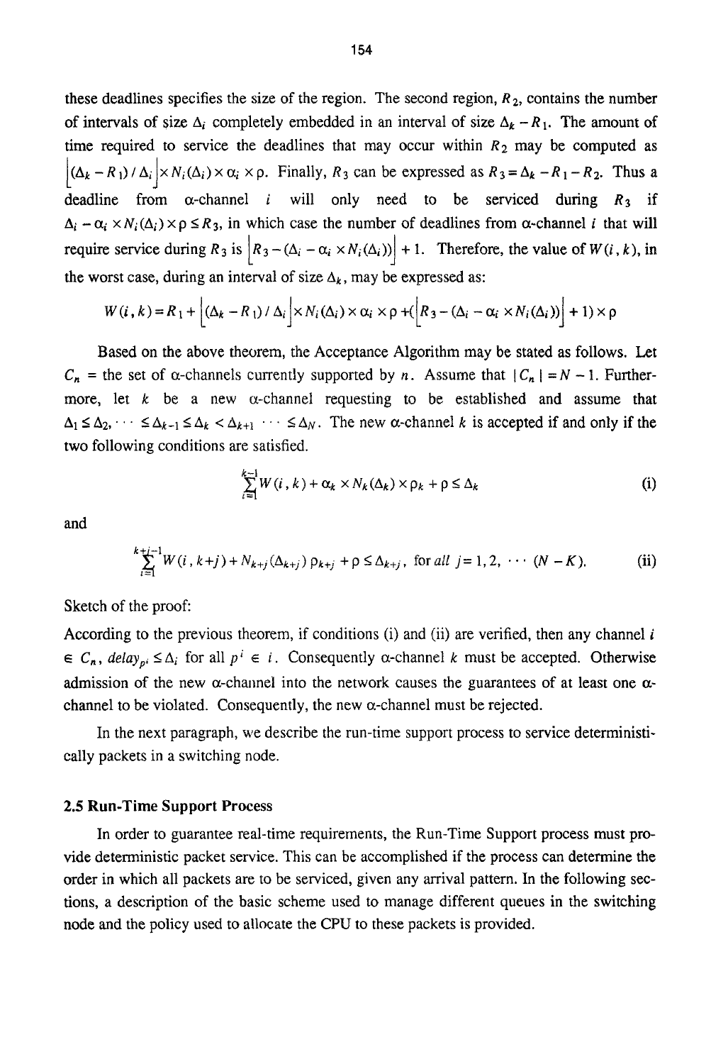these deadlines specifies the size of the region. The second region, $R_2$, contains the number of intervals of size $\Delta_i$ completely embedded in an interval of size $\Delta_k - R_1$. The amount of time required to service the deadlines that may occur within $R_2$ may be computed as $\lfloor (\Delta_k - R_1) / \Delta_i \rfloor \times N_i(\Delta_i) \times \alpha_i \times \rho$. Finally, $R_3$ can be expressed as $R_3 = \Delta_k - R_1 - R_2$. Thus a deadline from α-channel $i$ will only need to be serviced during $R_3$ if $\Delta_i - \alpha_i \times N_i(\Delta_i) \times \rho \leq R_3$, in which case the number of deadlines from α-channel $i$ that will require service during $R_3$ is $\lfloor R_3 - (\Delta_i - \alpha_i \times N_i(\Delta_i)) \rfloor + 1$. Therefore, the value of $W(i, k)$, in the worst case, during an interval of size $\Delta_k$, may be expressed as:

$$W(i,k) = R_1 + \lfloor (\Delta_k - R_1) / \Delta_i \rfloor \times N_i(\Delta_i) \times \alpha_i \times \rho + (\lfloor R_3 - (\Delta_i - \alpha_i \times N_i(\Delta_i)) \rfloor + 1) \times \rho$$

Based on the above theorem, the Acceptance Algorithm may be stated as follows. Let $C_n$ = the set of α-channels currently supported by $n$. Assume that $|C_n| = N - 1$. Furthermore, let $k$ be a new α-channel requesting to be established and assume that $\Delta_1 \leq \Delta_2, \cdots \leq \Delta_{k-1} \leq \Delta_k < \Delta_{k+1} \cdots \leq \Delta_N$. The new α-channel $k$ is accepted if and only if the two following conditions are satisfied.

$$\sum_{i=1}^{k-1} W(i,k) + \alpha_k \times N_k(\Delta_k) \times \rho_k + \rho \leq \Delta_k \tag{i}$$

and

$$\sum_{i=1}^{k+j-1} W(i, k+j) + N_{k+j}(\Delta_{k+j})\, \rho_{k+j} + \rho \leq \Delta_{k+j}, \text{ for all } j = 1, 2, \cdots (N-K). \tag{ii}$$

Sketch of the proof:

According to the previous theorem, if conditions (i) and (ii) are verified, then any channel $i \in C_n$, $delay_{p^i} \leq \Delta_i$ for all $p^i \in i$. Consequently α-channel $k$ must be accepted. Otherwise admission of the new α-channel into the network causes the guarantees of at least one α-channel to be violated. Consequently, the new α-channel must be rejected.

In the next paragraph, we describe the run-time support process to service deterministically packets in a switching node.

### 2.5 Run-Time Support Process

In order to guarantee real-time requirements, the Run-Time Support process must provide deterministic packet service. This can be accomplished if the process can determine the order in which all packets are to be serviced, given any arrival pattern. In the following sections, a description of the basic scheme used to manage different queues in the switching node and the policy used to allocate the CPU to these packets is provided.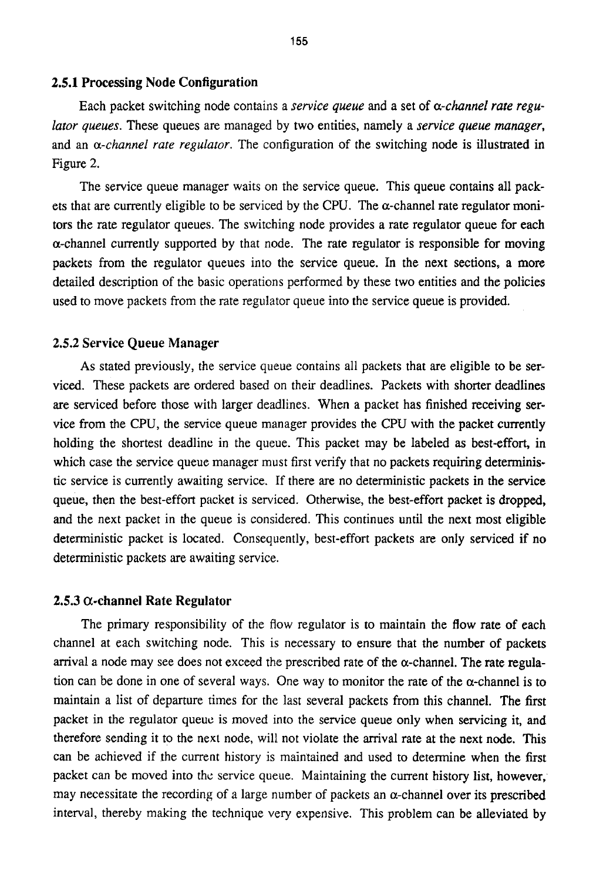### 2.5.1 Processing Node Configuration

Each packet switching node contains a *service queue* and a set of *α-channel rate regulator queues*. These queues are managed by two entities, namely a *service queue manager*, and an *α-channel rate regulator*. The configuration of the switching node is illustrated in Figure 2.

The service queue manager waits on the service queue. This queue contains all packets that are currently eligible to be serviced by the CPU. The α-channel rate regulator monitors the rate regulator queues. The switching node provides a rate regulator queue for each α-channel currently supported by that node. The rate regulator is responsible for moving packets from the regulator queues into the service queue. In the next sections, a more detailed description of the basic operations performed by these two entities and the policies used to move packets from the rate regulator queue into the service queue is provided.

### 2.5.2 Service Queue Manager

As stated previously, the service queue contains all packets that are eligible to be serviced. These packets are ordered based on their deadlines. Packets with shorter deadlines are serviced before those with larger deadlines. When a packet has finished receiving service from the CPU, the service queue manager provides the CPU with the packet currently holding the shortest deadline in the queue. This packet may be labeled as best-effort, in which case the service queue manager must first verify that no packets requiring deterministic service is currently awaiting service. If there are no deterministic packets in the service queue, then the best-effort packet is serviced. Otherwise, the best-effort packet is dropped, and the next packet in the queue is considered. This continues until the next most eligible deterministic packet is located. Consequently, best-effort packets are only serviced if no deterministic packets are awaiting service.

### 2.5.3 α-channel Rate Regulator

The primary responsibility of the flow regulator is to maintain the flow rate of each channel at each switching node. This is necessary to ensure that the number of packets arrival a node may see does not exceed the prescribed rate of the α-channel. The rate regulation can be done in one of several ways. One way to monitor the rate of the α-channel is to maintain a list of departure times for the last several packets from this channel. The first packet in the regulator queue is moved into the service queue only when servicing it, and therefore sending it to the next node, will not violate the arrival rate at the next node. This can be achieved if the current history is maintained and used to determine when the first packet can be moved into the service queue. Maintaining the current history list, however, may necessitate the recording of a large number of packets an α-channel over its prescribed interval, thereby making the technique very expensive. This problem can be alleviated by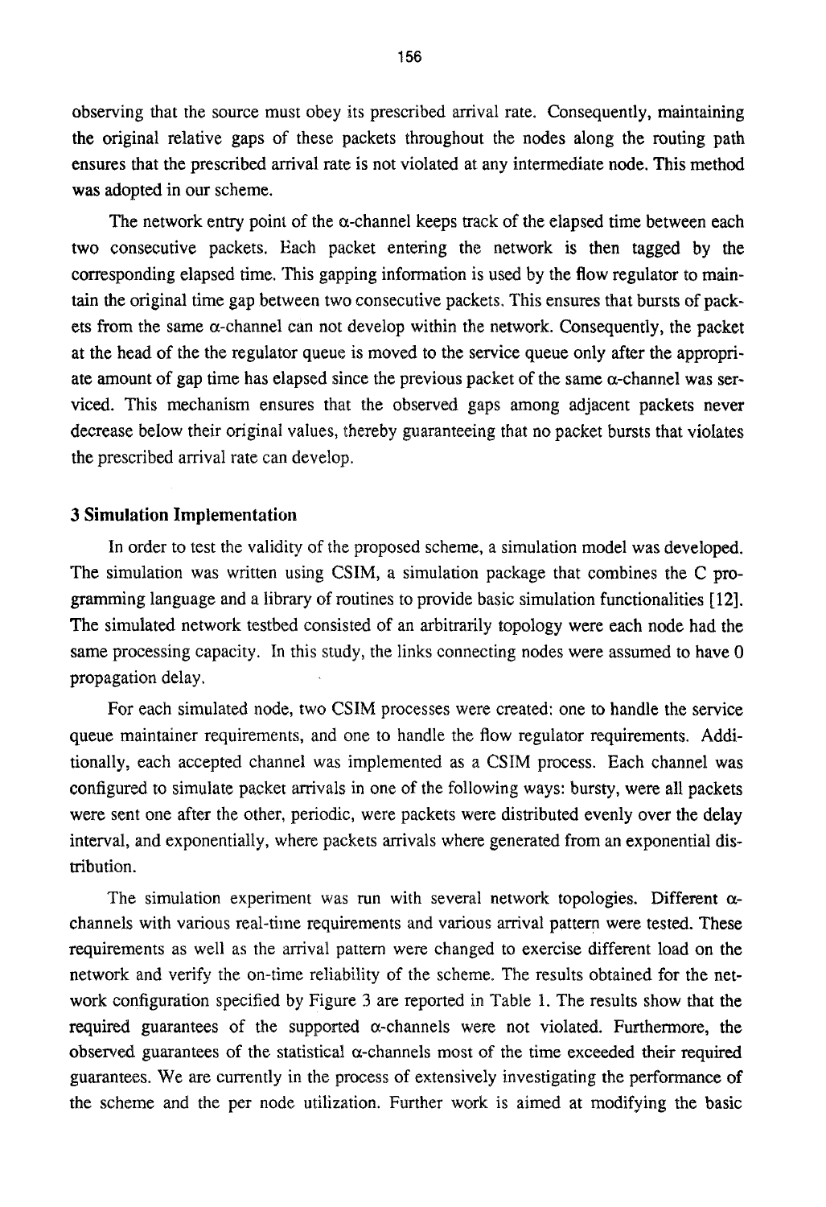observing that the source must obey its prescribed arrival rate. Consequently, maintaining the original relative gaps of these packets throughout the nodes along the routing path ensures that the prescribed arrival rate is not violated at any intermediate node. This method was adopted in our scheme.

The network entry point of the $\alpha$-channel keeps track of the elapsed time between each two consecutive packets. Each packet entering the network is then tagged by the corresponding elapsed time. This gapping information is used by the flow regulator to maintain the original time gap between two consecutive packets. This ensures that bursts of packets from the same $\alpha$-channel can not develop within the network. Consequently, the packet at the head of the the regulator queue is moved to the service queue only after the appropriate amount of gap time has elapsed since the previous packet of the same $\alpha$-channel was serviced. This mechanism ensures that the observed gaps among adjacent packets never decrease below their original values, thereby guaranteeing that no packet bursts that violates the prescribed arrival rate can develop.

### 3 Simulation Implementation

In order to test the validity of the proposed scheme, a simulation model was developed. The simulation was written using CSIM, a simulation package that combines the C programming language and a library of routines to provide basic simulation functionalities [12]. The simulated network testbed consisted of an arbitrarily topology were each node had the same processing capacity. In this study, the links connecting nodes were assumed to have 0 propagation delay.

For each simulated node, two CSIM processes were created: one to handle the service queue maintainer requirements, and one to handle the flow regulator requirements. Additionally, each accepted channel was implemented as a CSIM process. Each channel was configured to simulate packet arrivals in one of the following ways: bursty, were all packets were sent one after the other, periodic, were packets were distributed evenly over the delay interval, and exponentially, where packets arrivals where generated from an exponential distribution.

The simulation experiment was run with several network topologies. Different $\alpha$-channels with various real-time requirements and various arrival pattern were tested. These requirements as well as the arrival pattern were changed to exercise different load on the network and verify the on-time reliability of the scheme. The results obtained for the network configuration specified by Figure 3 are reported in Table 1. The results show that the required guarantees of the supported $\alpha$-channels were not violated. Furthermore, the observed guarantees of the statistical $\alpha$-channels most of the time exceeded their required guarantees. We are currently in the process of extensively investigating the performance of the scheme and the per node utilization. Further work is aimed at modifying the basic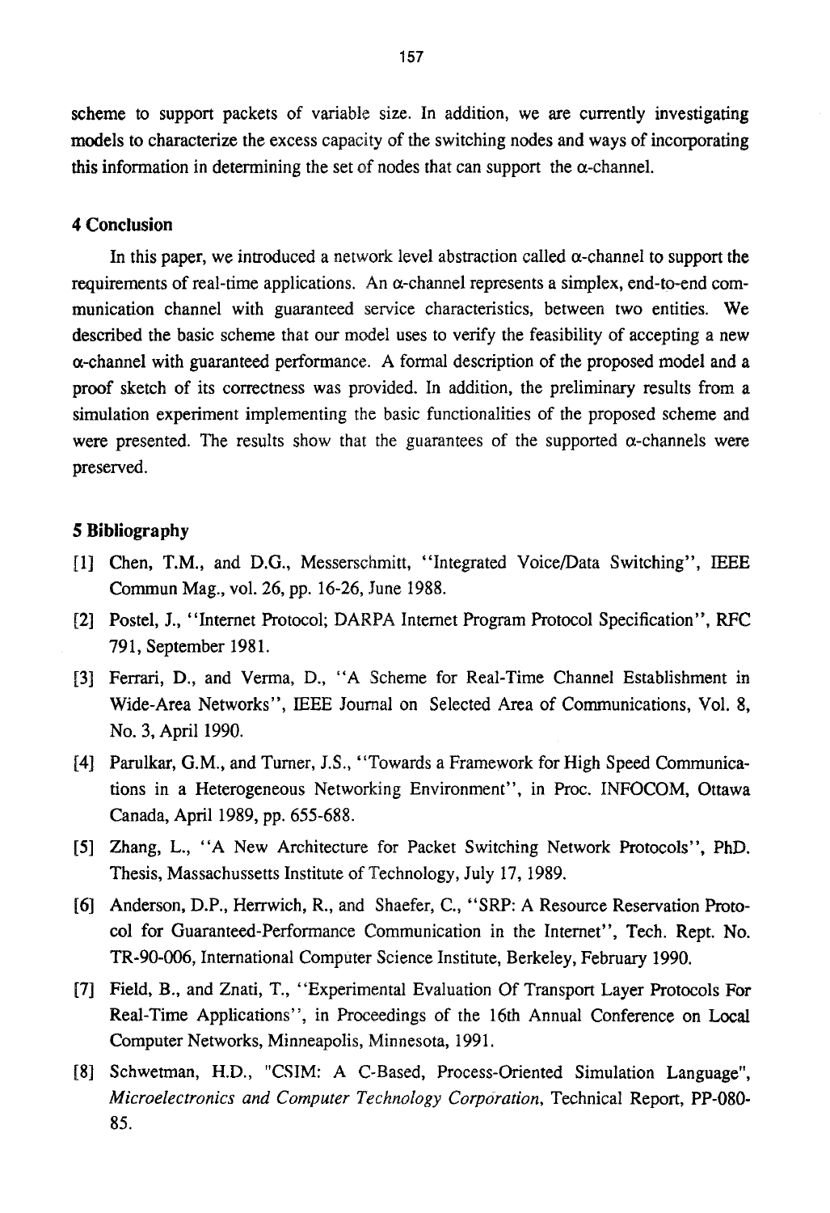scheme to support packets of variable size. In addition, we are currently investigating models to characterize the excess capacity of the switching nodes and ways of incorporating this information in determining the set of nodes that can support the $\alpha$-channel.

## 4 Conclusion

In this paper, we introduced a network level abstraction called $\alpha$-channel to support the requirements of real-time applications. An $\alpha$-channel represents a simplex, end-to-end communication channel with guaranteed service characteristics, between two entities. We described the basic scheme that our model uses to verify the feasibility of accepting a new $\alpha$-channel with guaranteed performance. A formal description of the proposed model and a proof sketch of its correctness was provided. In addition, the preliminary results from a simulation experiment implementing the basic functionalities of the proposed scheme and were presented. The results show that the guarantees of the supported $\alpha$-channels were preserved.

## 5 Bibliography

[1] Chen, T.M., and D.G., Messerschmitt, "Integrated Voice/Data Switching", IEEE Commun Mag., vol. 26, pp. 16-26, June 1988.

[2] Postel, J., "Internet Protocol; DARPA Internet Program Protocol Specification", RFC 791, September 1981.

[3] Ferrari, D., and Verma, D., "A Scheme for Real-Time Channel Establishment in Wide-Area Networks", IEEE Journal on Selected Area of Communications, Vol. 8, No. 3, April 1990.

[4] Parulkar, G.M., and Turner, J.S., "Towards a Framework for High Speed Communications in a Heterogeneous Networking Environment", in Proc. INFOCOM, Ottawa Canada, April 1989, pp. 655-688.

[5] Zhang, L., "A New Architecture for Packet Switching Network Protocols", PhD. Thesis, Massachussetts Institute of Technology, July 17, 1989.

[6] Anderson, D.P., Herrwich, R., and Shaefer, C., "SRP: A Resource Reservation Protocol for Guaranteed-Performance Communication in the Internet", Tech. Rept. No. TR-90-006, International Computer Science Institute, Berkeley, February 1990.

[7] Field, B., and Znati, T., "Experimental Evaluation Of Transport Layer Protocols For Real-Time Applications", in Proceedings of the 16th Annual Conference on Local Computer Networks, Minneapolis, Minnesota, 1991.

[8] Schwetman, H.D., "CSIM: A C-Based, Process-Oriented Simulation Language", *Microelectronics and Computer Technology Corporation*, Technical Report, PP-080-85.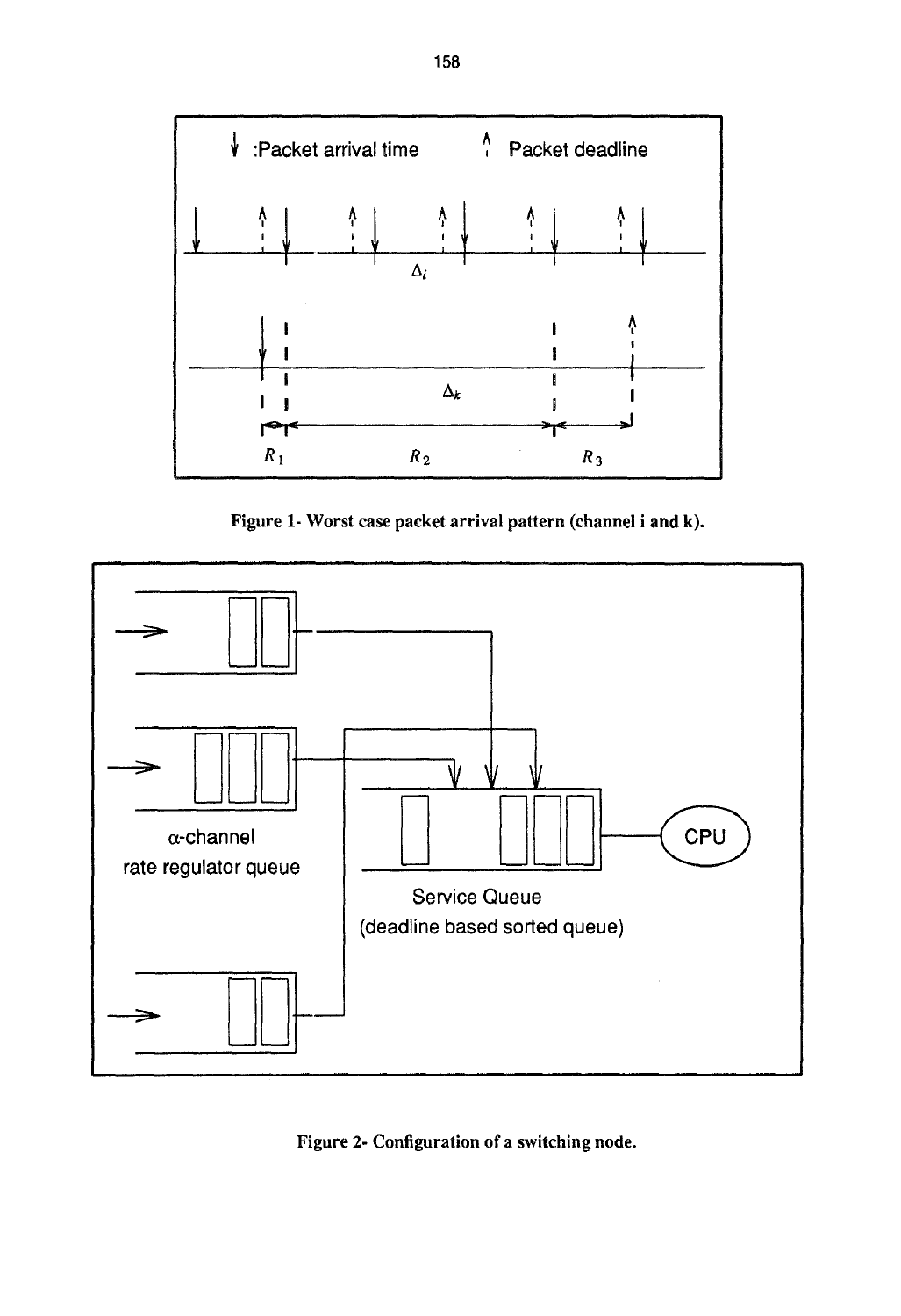**Figure 1- Worst case packet arrival pattern (channel i and k).**

**Figure 2- Configuration of a switching node.**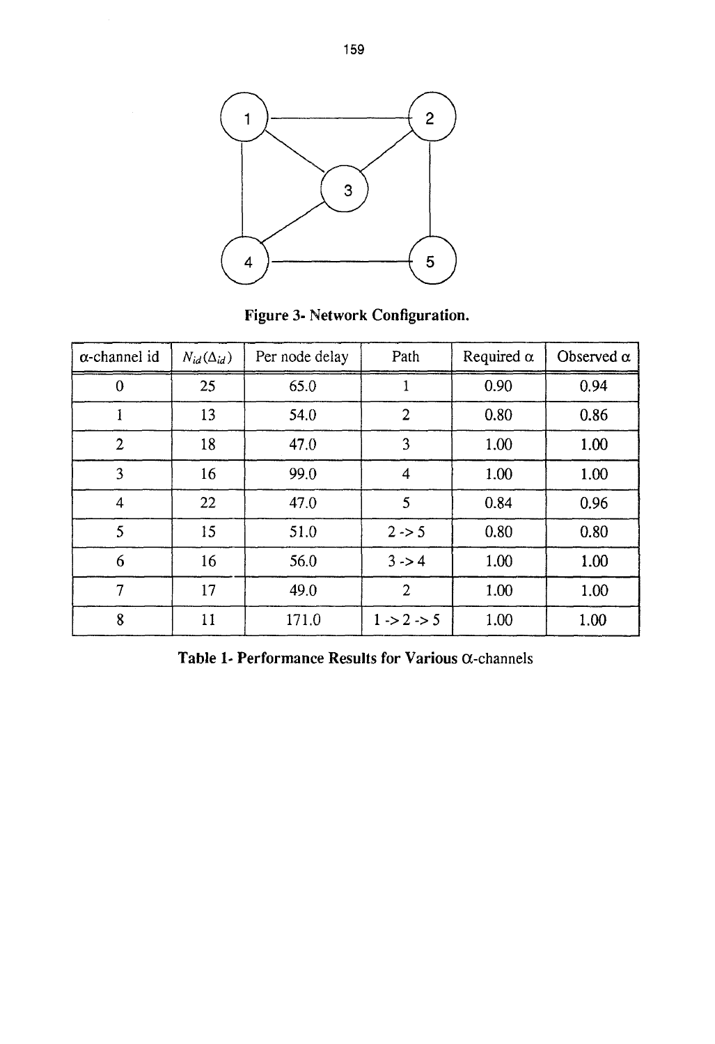1

2

3

4

5

**Figure 3- Network Configuration.**

| $\alpha$-channel id | $N_{id}(\Delta_{id})$ | Per node delay | Path | Required $\alpha$ | Observed $\alpha$ |
|---|---|---|---|---|---|
| 0 | 25 | 65.0 | 1 | 0.90 | 0.94 |
| 1 | 13 | 54.0 | 2 | 0.80 | 0.86 |
| 2 | 18 | 47.0 | 3 | 1.00 | 1.00 |
| 3 | 16 | 99.0 | 4 | 1.00 | 1.00 |
| 4 | 22 | 47.0 | 5 | 0.84 | 0.96 |
| 5 | 15 | 51.0 | 2 -> 5 | 0.80 | 0.80 |
| 6 | 16 | 56.0 | 3 -> 4 | 1.00 | 1.00 |
| 7 | 17 | 49.0 | 2 | 1.00 | 1.00 |
| 8 | 11 | 171.0 | 1 -> 2 -> 5 | 1.00 | 1.00 |

**Table 1- Performance Results for Various $\alpha$-channels**